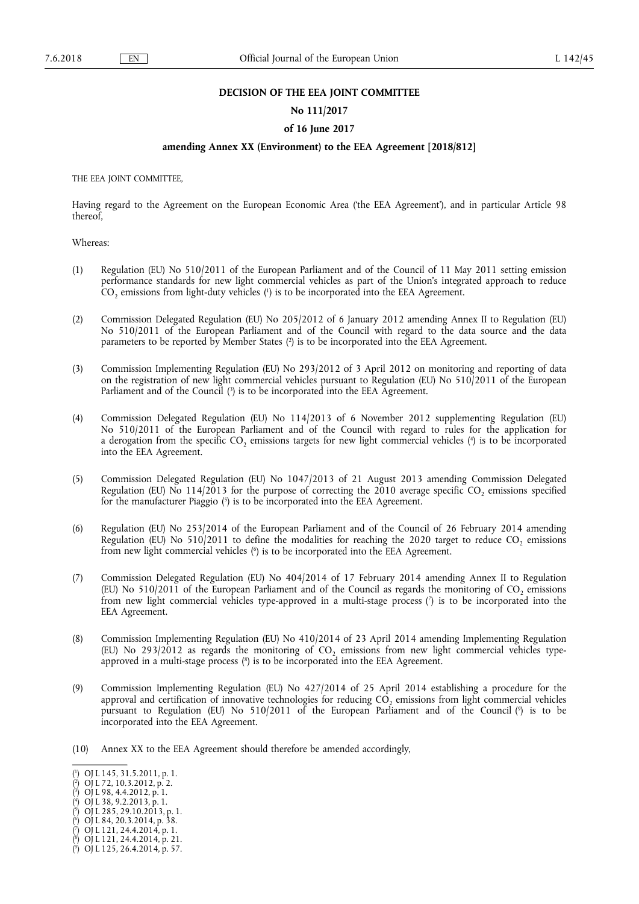**DECISION OF THE EEA JOINT COMMITTEE**

**No 111/2017**

**of 16 June 2017**

**amending Annex XX (Environment) to the EEA Agreement [2018/812]**

THE EEA JOINT COMMITTEE,

Having regard to the Agreement on the European Economic Area ('the EEA Agreement'), and in particular Article 98 thereof,

Whereas:

(1) Regulation (EU) No 510/2011 of the European Parliament and of the Council of 11 May 2011 setting emission performance standards for new light commercial vehicles as part of the Union's integrated approach to reduce $CO_2$ emissions from light-duty vehicles ([1]) is to be incorporated into the EEA Agreement.

(2) Commission Delegated Regulation (EU) No 205/2012 of 6 January 2012 amending Annex II to Regulation (EU) No 510/2011 of the European Parliament and of the Council with regard to the data source and the data parameters to be reported by Member States ([2]) is to be incorporated into the EEA Agreement.

(3) Commission Implementing Regulation (EU) No 293/2012 of 3 April 2012 on monitoring and reporting of data on the registration of new light commercial vehicles pursuant to Regulation (EU) No 510/2011 of the European Parliament and of the Council ([3]) is to be incorporated into the EEA Agreement.

(4) Commission Delegated Regulation (EU) No 114/2013 of 6 November 2012 supplementing Regulation (EU) No 510/2011 of the European Parliament and of the Council with regard to rules for the application for a derogation from the specific $CO_2$ emissions targets for new light commercial vehicles ([4]) is to be incorporated into the EEA Agreement.

(5) Commission Delegated Regulation (EU) No 1047/2013 of 21 August 2013 amending Commission Delegated Regulation (EU) No 114/2013 for the purpose of correcting the 2010 average specific $CO_2$ emissions specified for the manufacturer Piaggio ([5]) is to be incorporated into the EEA Agreement.

(6) Regulation (EU) No 253/2014 of the European Parliament and of the Council of 26 February 2014 amending Regulation (EU) No 510/2011 to define the modalities for reaching the 2020 target to reduce $CO_2$ emissions from new light commercial vehicles ([6]) is to be incorporated into the EEA Agreement.

(7) Commission Delegated Regulation (EU) No 404/2014 of 17 February 2014 amending Annex II to Regulation (EU) No 510/2011 of the European Parliament and of the Council as regards the monitoring of $CO_2$ emissions from new light commercial vehicles type-approved in a multi-stage process ([7]) is to be incorporated into the EEA Agreement.

(8) Commission Implementing Regulation (EU) No 410/2014 of 23 April 2014 amending Implementing Regulation (EU) No 293/2012 as regards the monitoring of $CO_2$ emissions from new light commercial vehicles type-approved in a multi-stage process ([8]) is to be incorporated into the EEA Agreement.

(9) Commission Implementing Regulation (EU) No 427/2014 of 25 April 2014 establishing a procedure for the approval and certification of innovative technologies for reducing $CO_2$ emissions from light commercial vehicles pursuant to Regulation (EU) No 510/2011 of the European Parliament and of the Council ([9]) is to be incorporated into the EEA Agreement.

(10) Annex XX to the EEA Agreement should therefore be amended accordingly,

---

([1]) OJ L 145, 31.5.2011, p. 1.
([2]) OJ L 72, 10.3.2012, p. 2.
([3]) OJ L 98, 4.4.2012, p. 1.
([4]) OJ L 38, 9.2.2013, p. 1.
([5]) OJ L 285, 29.10.2013, p. 1.
([6]) OJ L 84, 20.3.2014, p. 38.
([7]) OJ L 121, 24.4.2014, p. 1.
([8]) OJ L 121, 24.4.2014, p. 21.
([9]) OJ L 125, 26.4.2014, p. 57.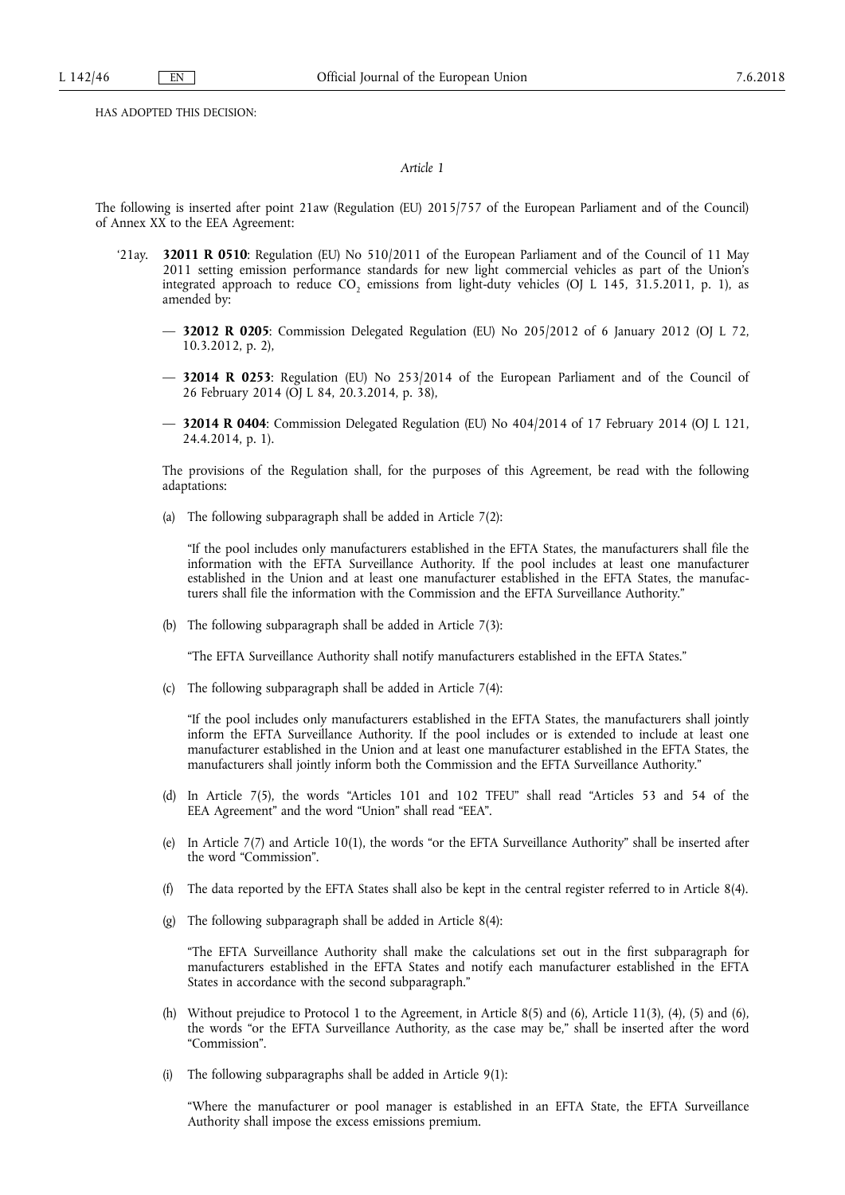HAS ADOPTED THIS DECISION:

*Article 1*

The following is inserted after point 21aw (Regulation (EU) 2015/757 of the European Parliament and of the Council) of Annex XX to the EEA Agreement:

'21ay. **32011 R 0510**: Regulation (EU) No 510/2011 of the European Parliament and of the Council of 11 May 2011 setting emission performance standards for new light commercial vehicles as part of the Union's integrated approach to reduce $CO_2$ emissions from light-duty vehicles (OJ L 145, 31.5.2011, p. 1), as amended by:

— **32012 R 0205**: Commission Delegated Regulation (EU) No 205/2012 of 6 January 2012 (OJ L 72, 10.3.2012, p. 2),

— **32014 R 0253**: Regulation (EU) No 253/2014 of the European Parliament and of the Council of 26 February 2014 (OJ L 84, 20.3.2014, p. 38),

— **32014 R 0404**: Commission Delegated Regulation (EU) No 404/2014 of 17 February 2014 (OJ L 121, 24.4.2014, p. 1).

The provisions of the Regulation shall, for the purposes of this Agreement, be read with the following adaptations:

(a) The following subparagraph shall be added in Article 7(2):

"If the pool includes only manufacturers established in the EFTA States, the manufacturers shall file the information with the EFTA Surveillance Authority. If the pool includes at least one manufacturer established in the Union and at least one manufacturer established in the EFTA States, the manufacturers shall file the information with the Commission and the EFTA Surveillance Authority."

(b) The following subparagraph shall be added in Article 7(3):

"The EFTA Surveillance Authority shall notify manufacturers established in the EFTA States."

(c) The following subparagraph shall be added in Article 7(4):

"If the pool includes only manufacturers established in the EFTA States, the manufacturers shall jointly inform the EFTA Surveillance Authority. If the pool includes or is extended to include at least one manufacturer established in the Union and at least one manufacturer established in the EFTA States, the manufacturers shall jointly inform both the Commission and the EFTA Surveillance Authority."

(d) In Article 7(5), the words "Articles 101 and 102 TFEU" shall read "Articles 53 and 54 of the EEA Agreement" and the word "Union" shall read "EEA".

(e) In Article 7(7) and Article 10(1), the words "or the EFTA Surveillance Authority" shall be inserted after the word "Commission".

(f) The data reported by the EFTA States shall also be kept in the central register referred to in Article 8(4).

(g) The following subparagraph shall be added in Article 8(4):

"The EFTA Surveillance Authority shall make the calculations set out in the first subparagraph for manufacturers established in the EFTA States and notify each manufacturer established in the EFTA States in accordance with the second subparagraph."

(h) Without prejudice to Protocol 1 to the Agreement, in Article 8(5) and (6), Article 11(3), (4), (5) and (6), the words "or the EFTA Surveillance Authority, as the case may be," shall be inserted after the word "Commission".

(i) The following subparagraphs shall be added in Article 9(1):

"Where the manufacturer or pool manager is established in an EFTA State, the EFTA Surveillance Authority shall impose the excess emissions premium.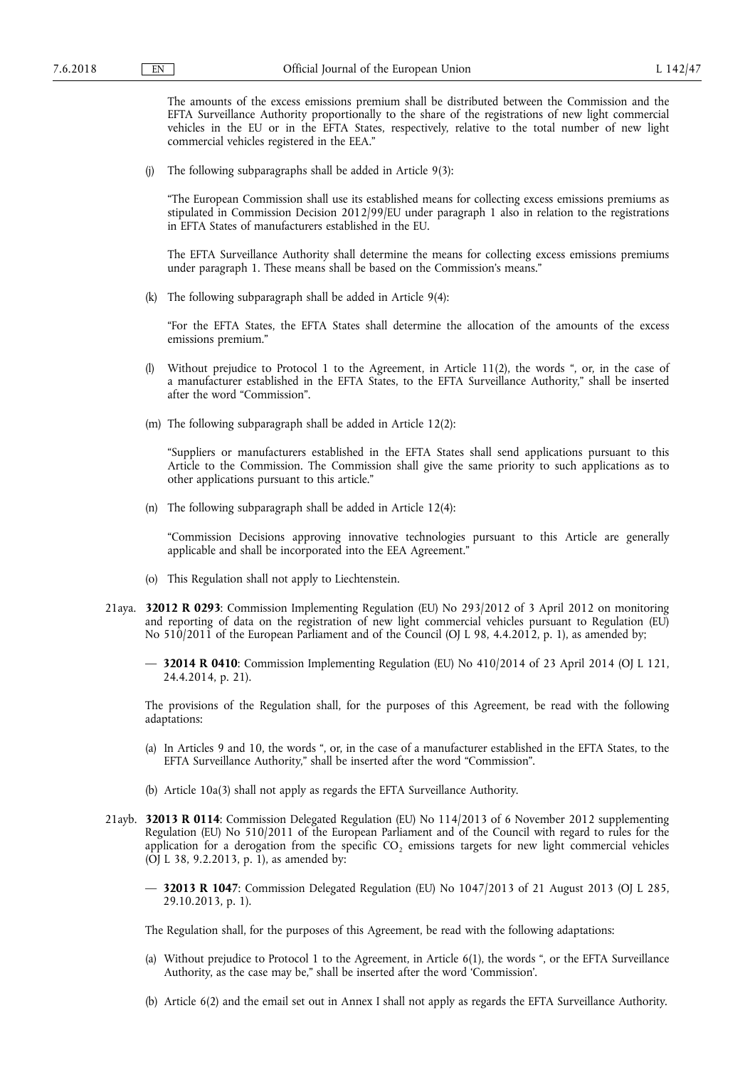The amounts of the excess emissions premium shall be distributed between the Commission and the EFTA Surveillance Authority proportionally to the share of the registrations of new light commercial vehicles in the EU or in the EFTA States, respectively, relative to the total number of new light commercial vehicles registered in the EEA.'

(j) The following subparagraphs shall be added in Article 9(3):

'The European Commission shall use its established means for collecting excess emissions premiums as stipulated in Commission Decision 2012/99/EU under paragraph 1 also in relation to the registrations in EFTA States of manufacturers established in the EU.

The EFTA Surveillance Authority shall determine the means for collecting excess emissions premiums under paragraph 1. These means shall be based on the Commission's means.'

(k) The following subparagraph shall be added in Article 9(4):

'For the EFTA States, the EFTA States shall determine the allocation of the amounts of the excess emissions premium.'

(l) Without prejudice to Protocol 1 to the Agreement, in Article 11(2), the words ', or, in the case of a manufacturer established in the EFTA States, to the EFTA Surveillance Authority,' shall be inserted after the word 'Commission'.

(m) The following subparagraph shall be added in Article 12(2):

'Suppliers or manufacturers established in the EFTA States shall send applications pursuant to this Article to the Commission. The Commission shall give the same priority to such applications as to other applications pursuant to this article.'

(n) The following subparagraph shall be added in Article 12(4):

'Commission Decisions approving innovative technologies pursuant to this Article are generally applicable and shall be incorporated into the EEA Agreement.'

(o) This Regulation shall not apply to Liechtenstein.

21aya. **32012 R 0293**: Commission Implementing Regulation (EU) No 293/2012 of 3 April 2012 on monitoring and reporting of data on the registration of new light commercial vehicles pursuant to Regulation (EU) No 510/2011 of the European Parliament and of the Council (OJ L 98, 4.4.2012, p. 1), as amended by;

— **32014 R 0410**: Commission Implementing Regulation (EU) No 410/2014 of 23 April 2014 (OJ L 121, 24.4.2014, p. 21).

The provisions of the Regulation shall, for the purposes of this Agreement, be read with the following adaptations:

(a) In Articles 9 and 10, the words ', or, in the case of a manufacturer established in the EFTA States, to the EFTA Surveillance Authority,' shall be inserted after the word 'Commission'.

(b) Article 10a(3) shall not apply as regards the EFTA Surveillance Authority.

21ayb. **32013 R 0114**: Commission Delegated Regulation (EU) No 114/2013 of 6 November 2012 supplementing Regulation (EU) No 510/2011 of the European Parliament and of the Council with regard to rules for the application for a derogation from the specific $CO_2$ emissions targets for new light commercial vehicles (OJ L 38, 9.2.2013, p. 1), as amended by:

— **32013 R 1047**: Commission Delegated Regulation (EU) No 1047/2013 of 21 August 2013 (OJ L 285, 29.10.2013, p. 1).

The Regulation shall, for the purposes of this Agreement, be read with the following adaptations:

(a) Without prejudice to Protocol 1 to the Agreement, in Article 6(1), the words ', or the EFTA Surveillance Authority, as the case may be,' shall be inserted after the word 'Commission'.

(b) Article 6(2) and the email set out in Annex I shall not apply as regards the EFTA Surveillance Authority.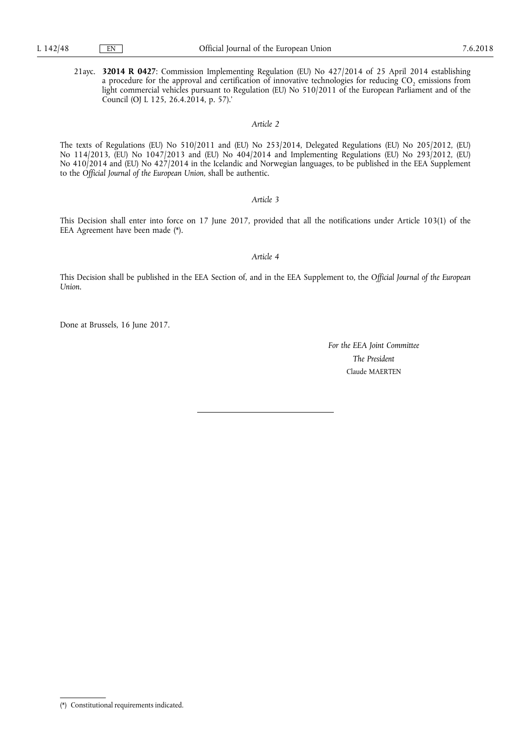21ayc. **32014 R 0427**: Commission Implementing Regulation (EU) No 427/2014 of 25 April 2014 establishing a procedure for the approval and certification of innovative technologies for reducing $CO_2$ emissions from light commercial vehicles pursuant to Regulation (EU) No 510/2011 of the European Parliament and of the Council (OJ L 125, 26.4.2014, p. 57).'

*Article 2*

The texts of Regulations (EU) No 510/2011 and (EU) No 253/2014, Delegated Regulations (EU) No 205/2012, (EU) No 114/2013, (EU) No 1047/2013 and (EU) No 404/2014 and Implementing Regulations (EU) No 293/2012, (EU) No 410/2014 and (EU) No 427/2014 in the Icelandic and Norwegian languages, to be published in the EEA Supplement to the *Official Journal of the European Union*, shall be authentic.

*Article 3*

This Decision shall enter into force on 17 June 2017, provided that all the notifications under Article 103(1) of the EEA Agreement have been made (*).

*Article 4*

This Decision shall be published in the EEA Section of, and in the EEA Supplement to, the *Official Journal of the European Union*.

Done at Brussels, 16 June 2017.

*For the EEA Joint Committee*

*The President*

Claude MAERTEN

---

(*) Constitutional requirements indicated.